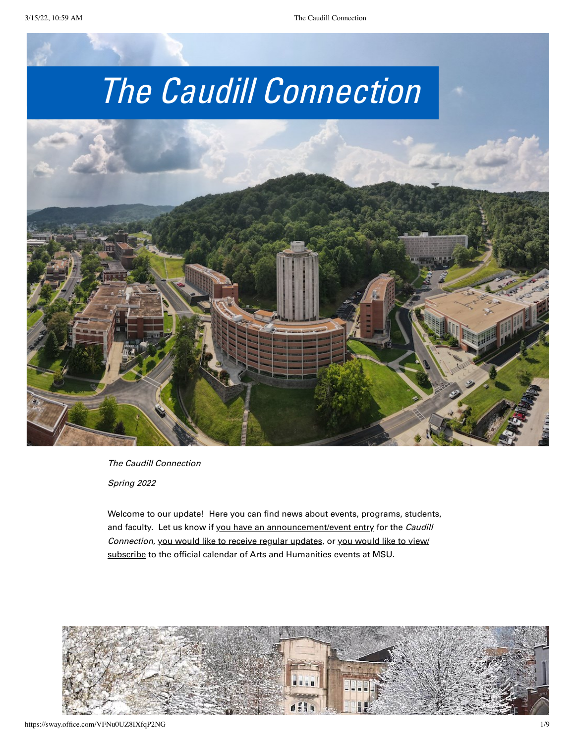# The Caudill Connection

*The Caudill Connection*

*Spring 2022*

Welcome to our update! Here you can find news about events, programs, students, and faculty. Let us know if you have an announcement/event entry for the *Caudill Connection*, you would like to receive regular updates, or you would like to view/subscribe to the official calendar of Arts and Humanities events at MSU.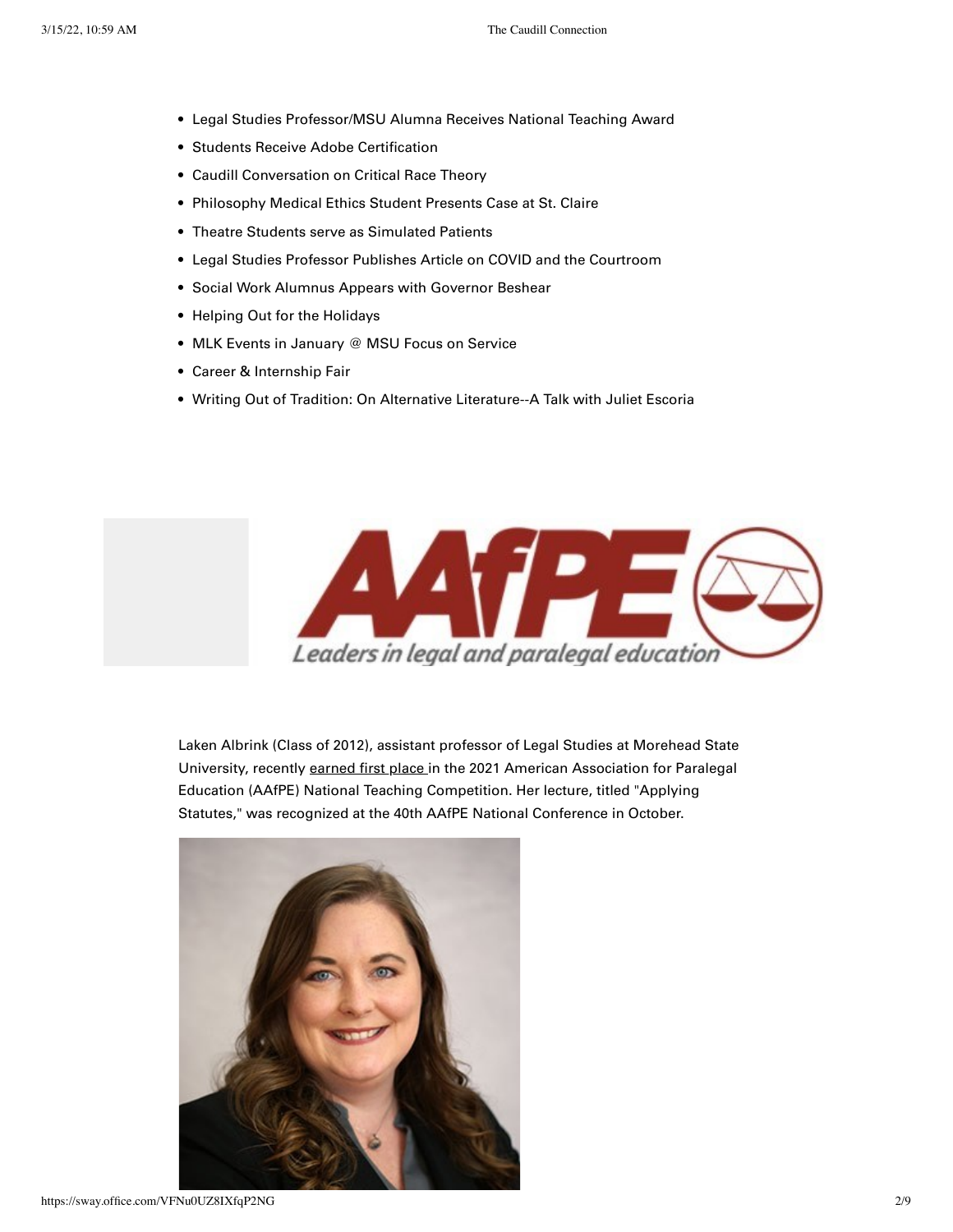- Legal Studies Professor/MSU Alumna Receives National Teaching Award
- Students Receive Adobe Certification
- Caudill Conversation on Critical Race Theory
- Philosophy Medical Ethics Student Presents Case at St. Claire
- Theatre Students serve as Simulated Patients
- Legal Studies Professor Publishes Article on COVID and the Courtroom
- Social Work Alumnus Appears with Governor Beshear
- Helping Out for the Holidays
- MLK Events in January @ MSU Focus on Service
- Career & Internship Fair
- Writing Out of Tradition: On Alternative Literature--A Talk with Juliet Escoria

Laken Albrink (Class of 2012), assistant professor of Legal Studies at Morehead State University, recently earned first place in the 2021 American Association for Paralegal Education (AAfPE) National Teaching Competition. Her lecture, titled "Applying Statutes," was recognized at the 40th AAfPE National Conference in October.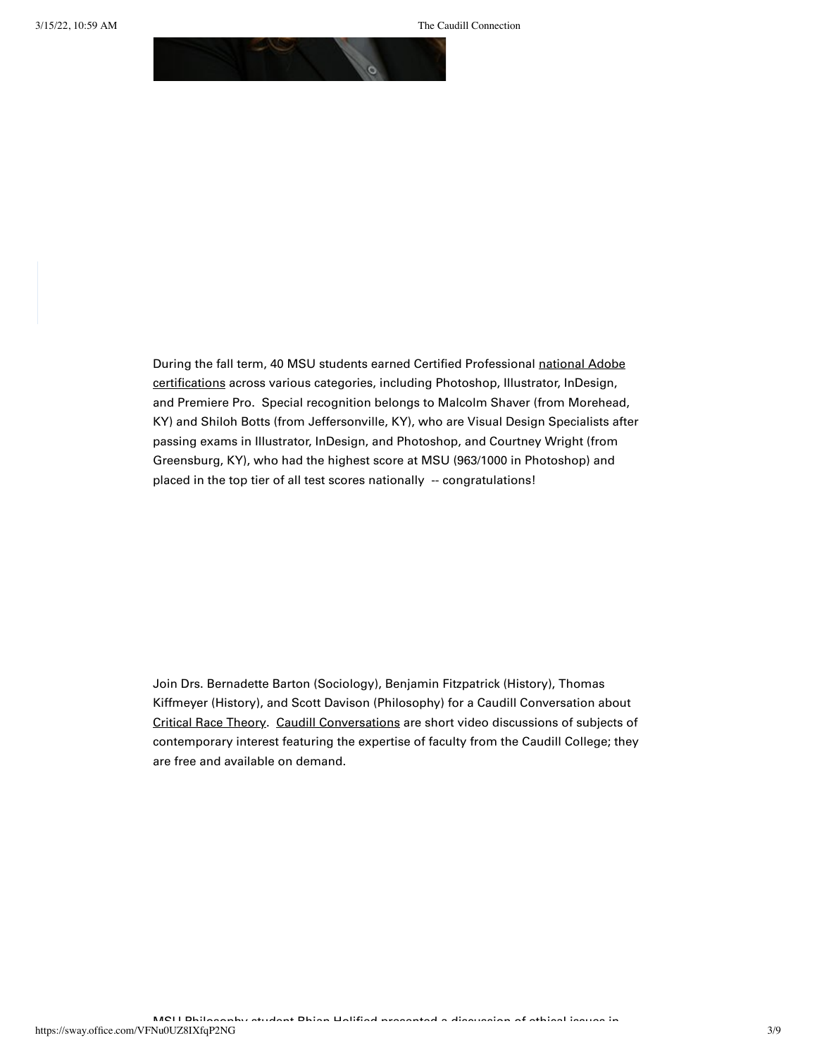During the fall term, 40 MSU students earned Certified Professional national Adobe certifications across various categories, including Photoshop, Illustrator, InDesign, and Premiere Pro.  Special recognition belongs to Malcolm Shaver (from Morehead, KY) and Shiloh Botts (from Jeffersonville, KY), who are Visual Design Specialists after passing exams in Illustrator, InDesign, and Photoshop, and Courtney Wright (from Greensburg, KY), who had the highest score at MSU (963/1000 in Photoshop) and placed in the top tier of all test scores nationally  -- congratulations!

Join Drs. Bernadette Barton (Sociology), Benjamin Fitzpatrick (History), Thomas Kiffmeyer (History), and Scott Davison (Philosophy) for a Caudill Conversation about Critical Race Theory.  Caudill Conversations are short video discussions of subjects of contemporary interest featuring the expertise of faculty from the Caudill College; they are free and available on demand.

MSU Philosophy student Rhian Holified presented a discussion of ethical issues in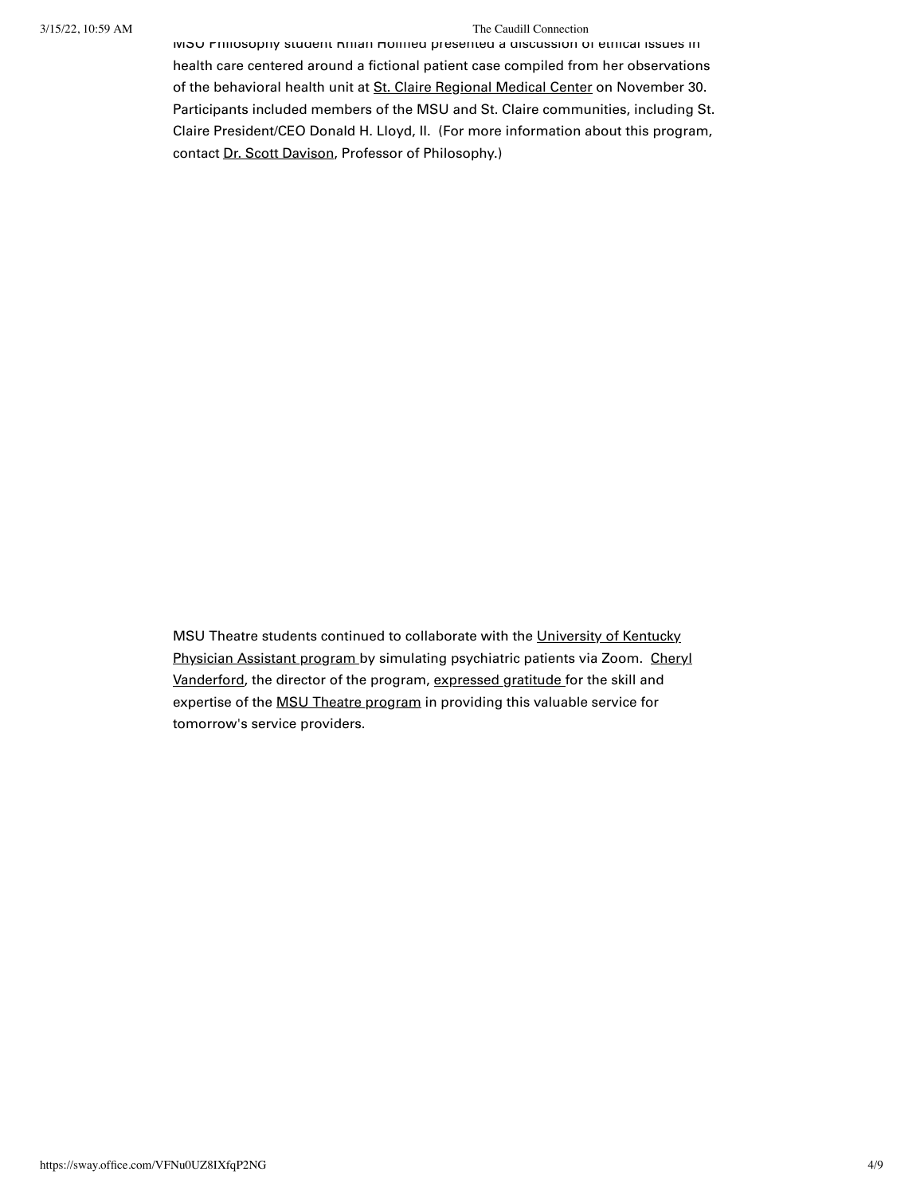MSU Philosophy student Rhian Holified presented a discussion of ethical issues in health care centered around a fictional patient case compiled from her observations of the behavioral health unit at St. Claire Regional Medical Center on November 30. Participants included members of the MSU and St. Claire communities, including St. Claire President/CEO Donald H. Lloyd, II. (For more information about this program, contact Dr. Scott Davison, Professor of Philosophy.)

MSU Theatre students continued to collaborate with the University of Kentucky Physician Assistant program by simulating psychiatric patients via Zoom. Cheryl Vanderford, the director of the program, expressed gratitude for the skill and expertise of the MSU Theatre program in providing this valuable service for tomorrow's service providers.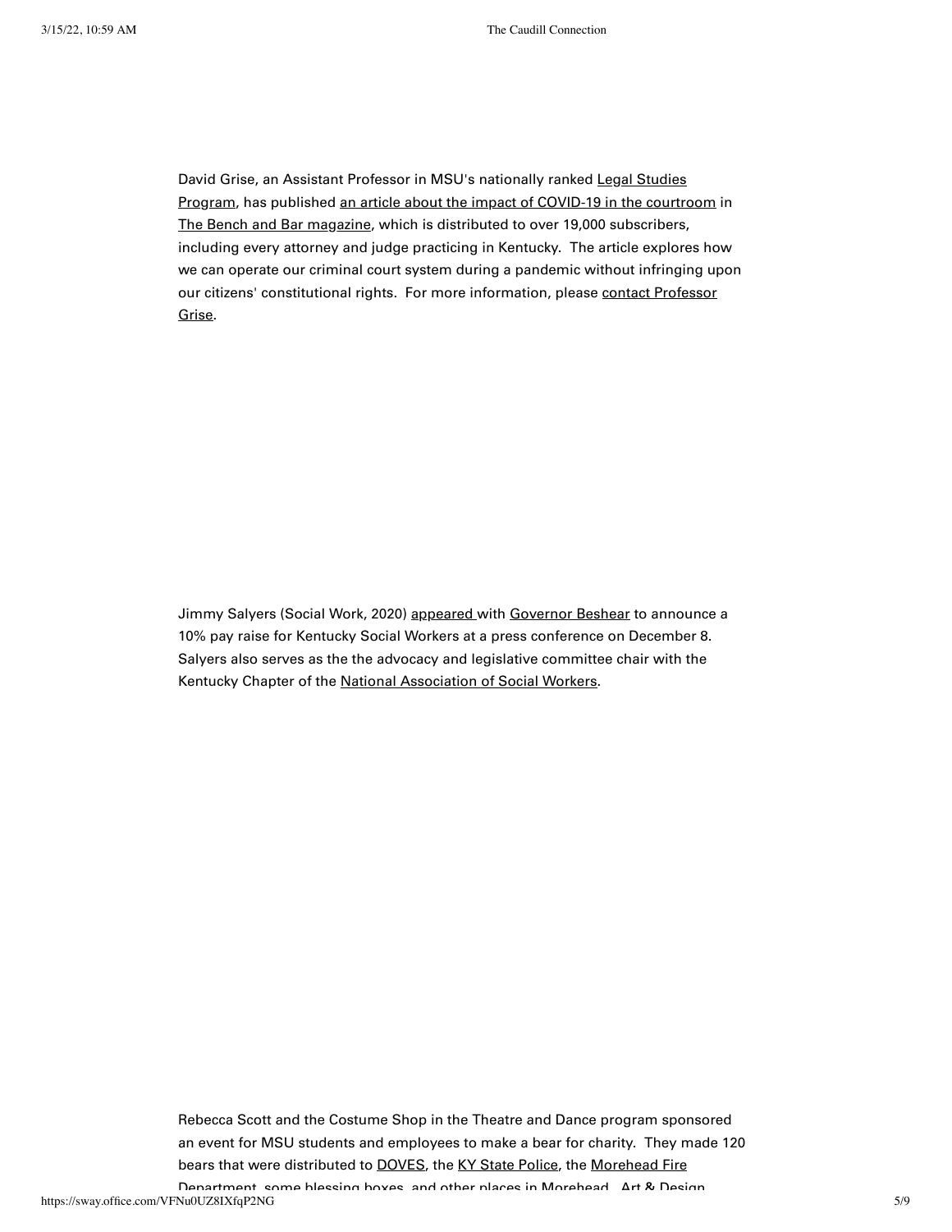David Grise, an Assistant Professor in MSU's nationally ranked Legal Studies Program, has published an article about the impact of COVID-19 in the courtroom in The Bench and Bar magazine, which is distributed to over 19,000 subscribers, including every attorney and judge practicing in Kentucky. The article explores how we can operate our criminal court system during a pandemic without infringing upon our citizens' constitutional rights. For more information, please contact Professor Grise.

Jimmy Salyers (Social Work, 2020) appeared with Governor Beshear to announce a 10% pay raise for Kentucky Social Workers at a press conference on December 8. Salyers also serves as the the advocacy and legislative committee chair with the Kentucky Chapter of the National Association of Social Workers.

Rebecca Scott and the Costume Shop in the Theatre and Dance program sponsored an event for MSU students and employees to make a bear for charity. They made 120 bears that were distributed to DOVES, the KY State Police, the Morehead Fire Department, some blessing boxes, and other places in Morehead. Art & Design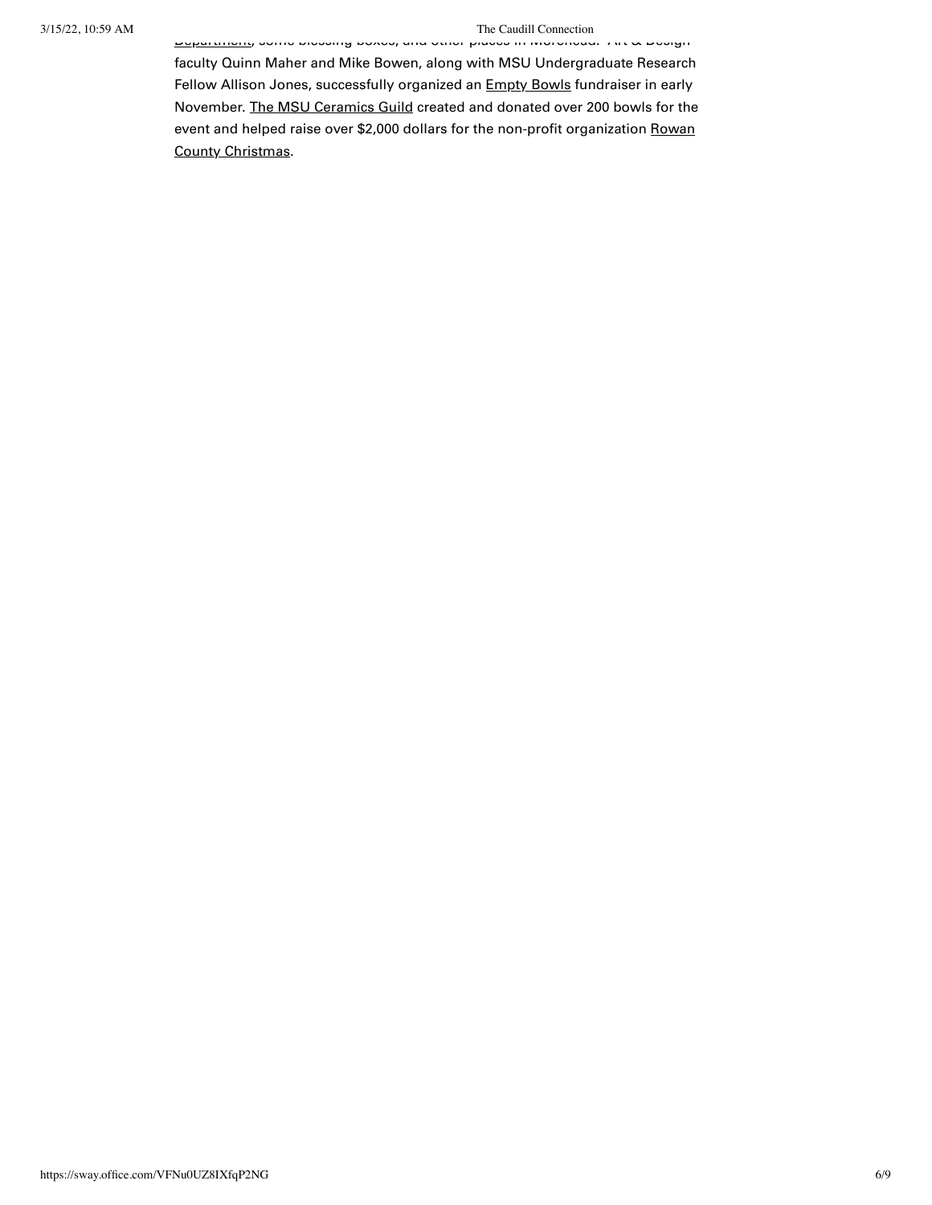Department, some blessing boxes, and other places in Morehead. Art & Design faculty Quinn Maher and Mike Bowen, along with MSU Undergraduate Research Fellow Allison Jones, successfully organized an Empty Bowls fundraiser in early November. The MSU Ceramics Guild created and donated over 200 bowls for the event and helped raise over $2,000 dollars for the non-profit organization Rowan County Christmas.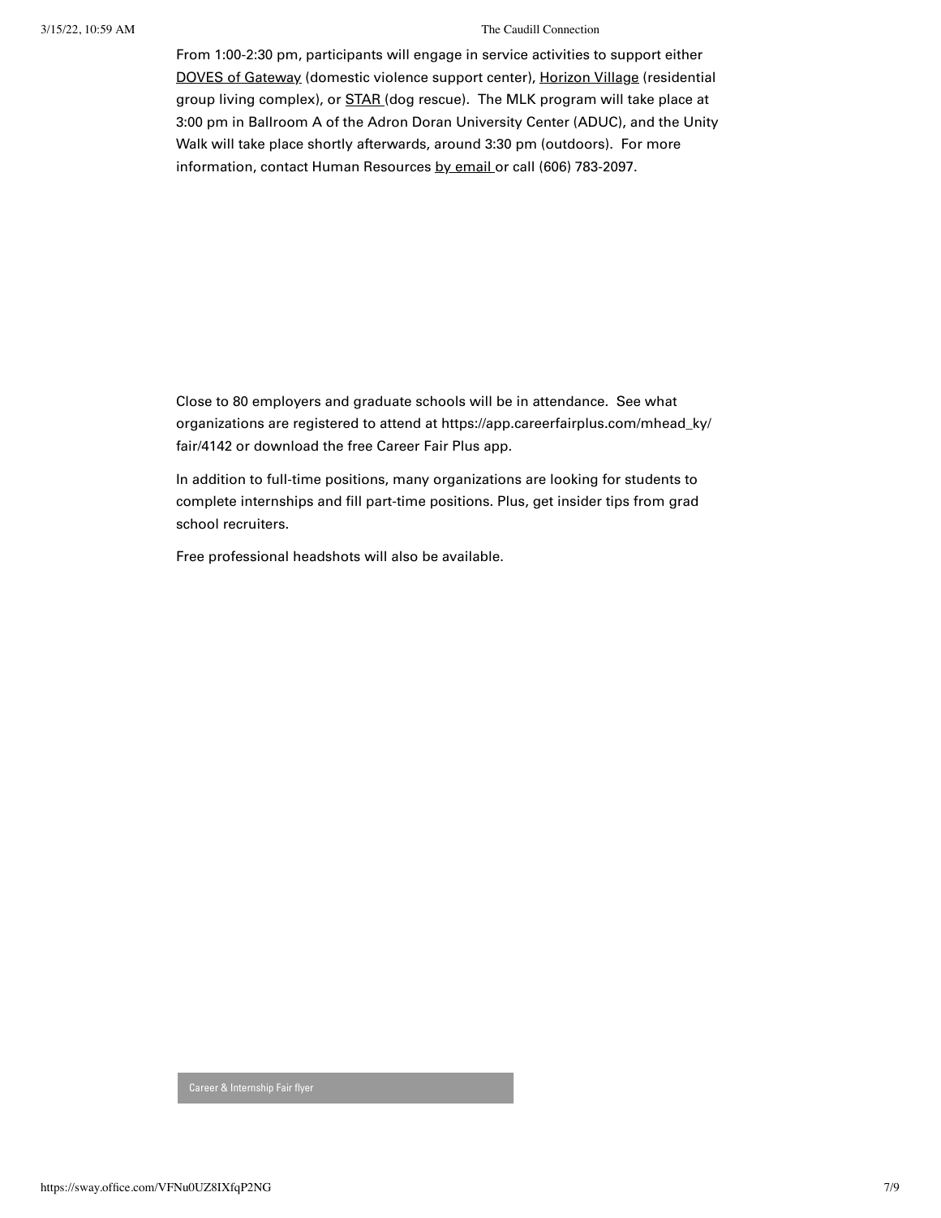From 1:00-2:30 pm, participants will engage in service activities to support either DOVES of Gateway (domestic violence support center), Horizon Village (residential group living complex), or STAR (dog rescue). The MLK program will take place at 3:00 pm in Ballroom A of the Adron Doran University Center (ADUC), and the Unity Walk will take place shortly afterwards, around 3:30 pm (outdoors). For more information, contact Human Resources by email or call (606) 783-2097.

Close to 80 employers and graduate schools will be in attendance. See what organizations are registered to attend at https://app.careerfairplus.com/mhead_ky/fair/4142 or download the free Career Fair Plus app.

In addition to full-time positions, many organizations are looking for students to complete internships and fill part-time positions. Plus, get insider tips from grad school recruiters.

Free professional headshots will also be available.

Career & Internship Fair flyer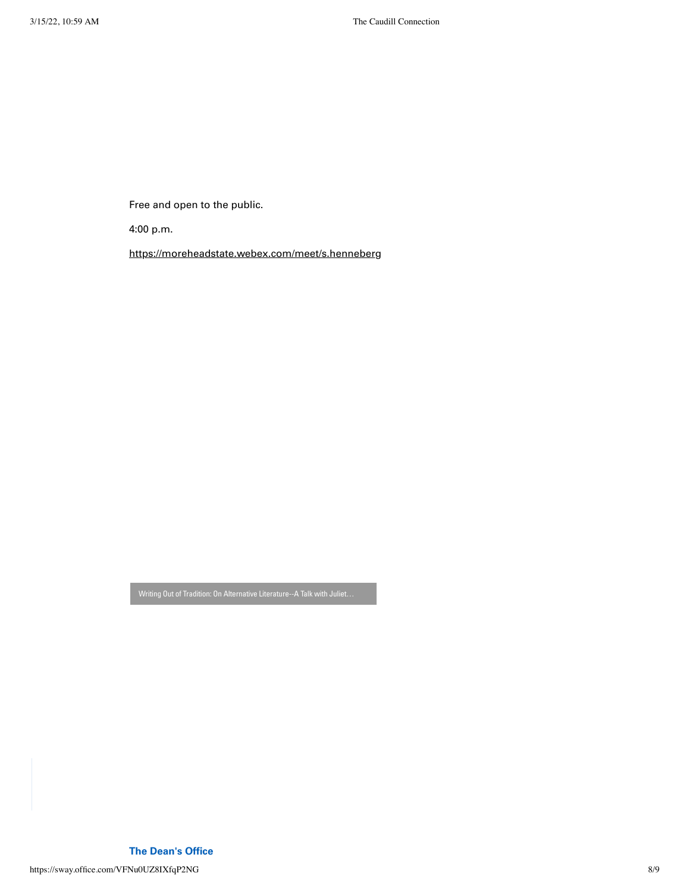Free and open to the public.

4:00 p.m.

https://moreheadstate.webex.com/meet/s.henneberg

Writing Out of Tradition: On Alternative Literature--A Talk with Juliet…

**The Dean's Office**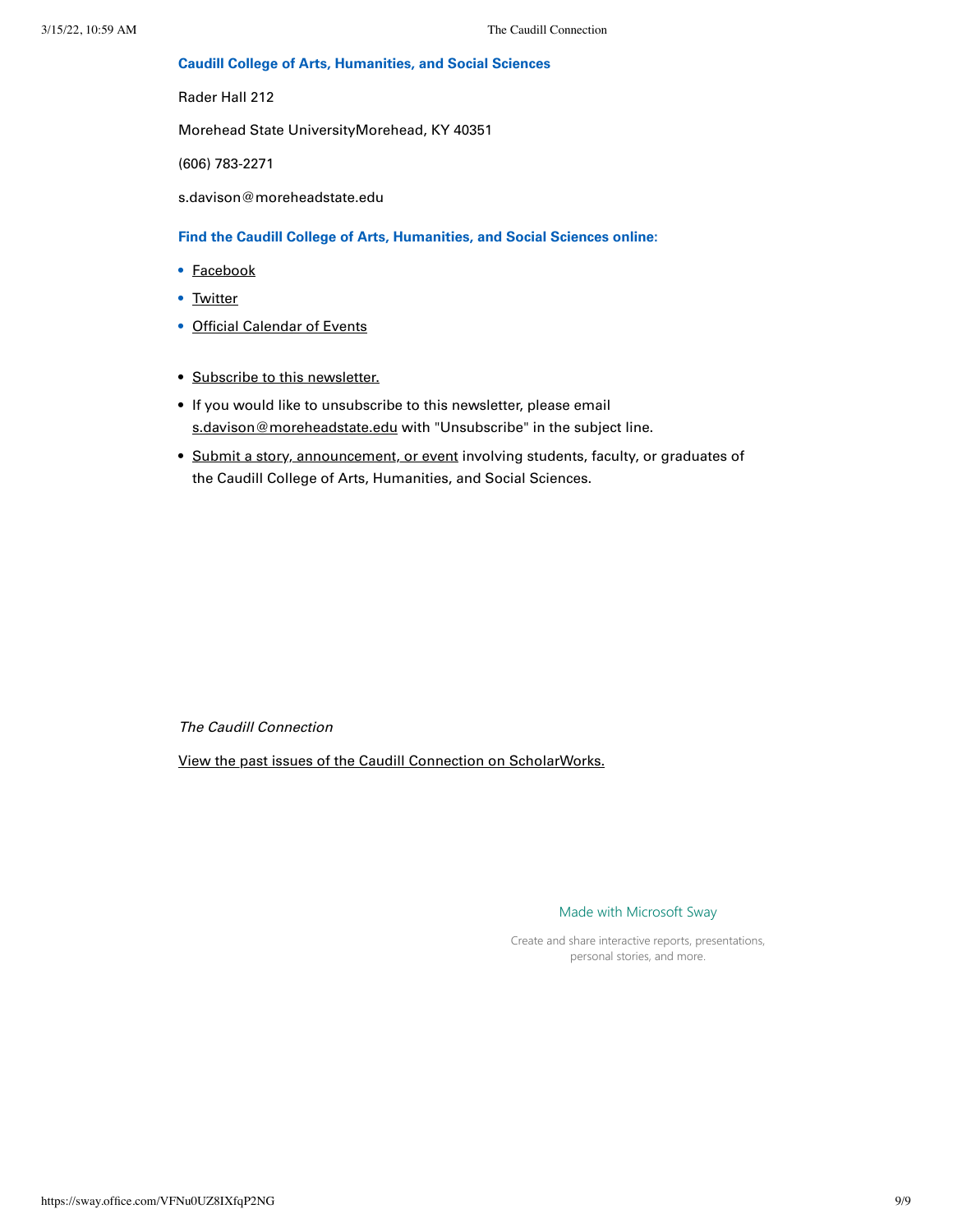### Caudill College of Arts, Humanities, and Social Sciences

Rader Hall 212

Morehead State UniversityMorehead, KY 40351

(606) 783-2271

s.davison@moreheadstate.edu

### Find the Caudill College of Arts, Humanities, and Social Sciences online:

- Facebook
- Twitter
- Official Calendar of Events

- Subscribe to this newsletter.
- If you would like to unsubscribe to this newsletter, please email s.davison@moreheadstate.edu with "Unsubscribe" in the subject line.
- Submit a story, announcement, or event involving students, faculty, or graduates of the Caudill College of Arts, Humanities, and Social Sciences.

*The Caudill Connection*

View the past issues of the Caudill Connection on ScholarWorks.

Made with Microsoft Sway

Create and share interactive reports, presentations, personal stories, and more.